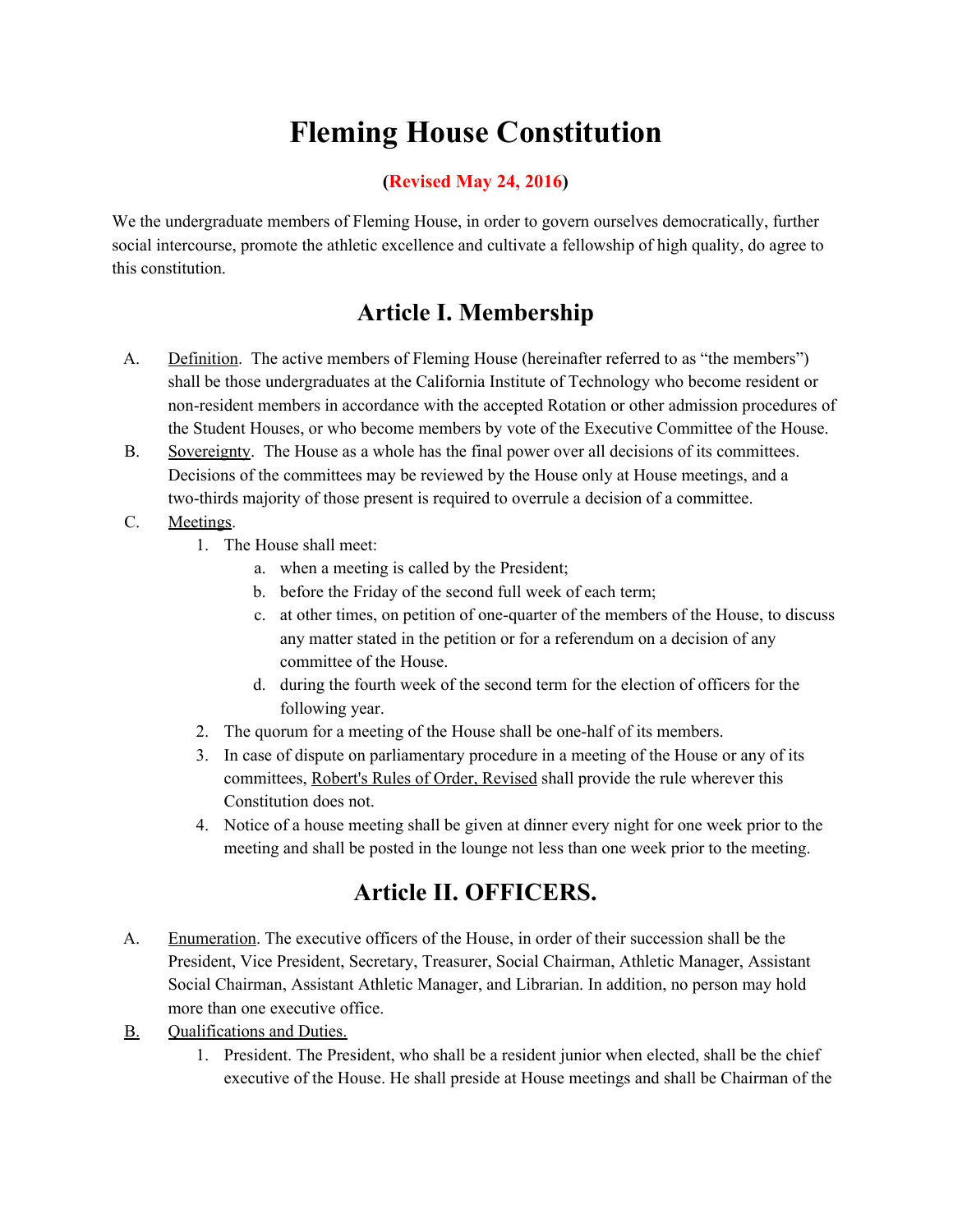# Fleming House Constitution

**(Revised May 24, 2016)**

We the undergraduate members of Fleming House, in order to govern ourselves democratically, further social intercourse, promote the athletic excellence and cultivate a fellowship of high quality, do agree to this constitution.

## Article I. Membership

A. Definition. The active members of Fleming House (hereinafter referred to as "the members") shall be those undergraduates at the California Institute of Technology who become resident or non-resident members in accordance with the accepted Rotation or other admission procedures of the Student Houses, or who become members by vote of the Executive Committee of the House.

B. Sovereignty. The House as a whole has the final power over all decisions of its committees. Decisions of the committees may be reviewed by the House only at House meetings, and a two-thirds majority of those present is required to overrule a decision of a committee.

C. Meetings.

1. The House shall meet:
   a. when a meeting is called by the President;
   b. before the Friday of the second full week of each term;
   c. at other times, on petition of one-quarter of the members of the House, to discuss any matter stated in the petition or for a referendum on a decision of any committee of the House.
   d. during the fourth week of the second term for the election of officers for the following year.
2. The quorum for a meeting of the House shall be one-half of its members.
3. In case of dispute on parliamentary procedure in a meeting of the House or any of its committees, Robert's Rules of Order, Revised shall provide the rule wherever this Constitution does not.
4. Notice of a house meeting shall be given at dinner every night for one week prior to the meeting and shall be posted in the lounge not less than one week prior to the meeting.

## Article II. OFFICERS.

A. Enumeration. The executive officers of the House, in order of their succession shall be the President, Vice President, Secretary, Treasurer, Social Chairman, Athletic Manager, Assistant Social Chairman, Assistant Athletic Manager, and Librarian. In addition, no person may hold more than one executive office.

B. Qualifications and Duties.

1. President. The President, who shall be a resident junior when elected, shall be the chief executive of the House. He shall preside at House meetings and shall be Chairman of the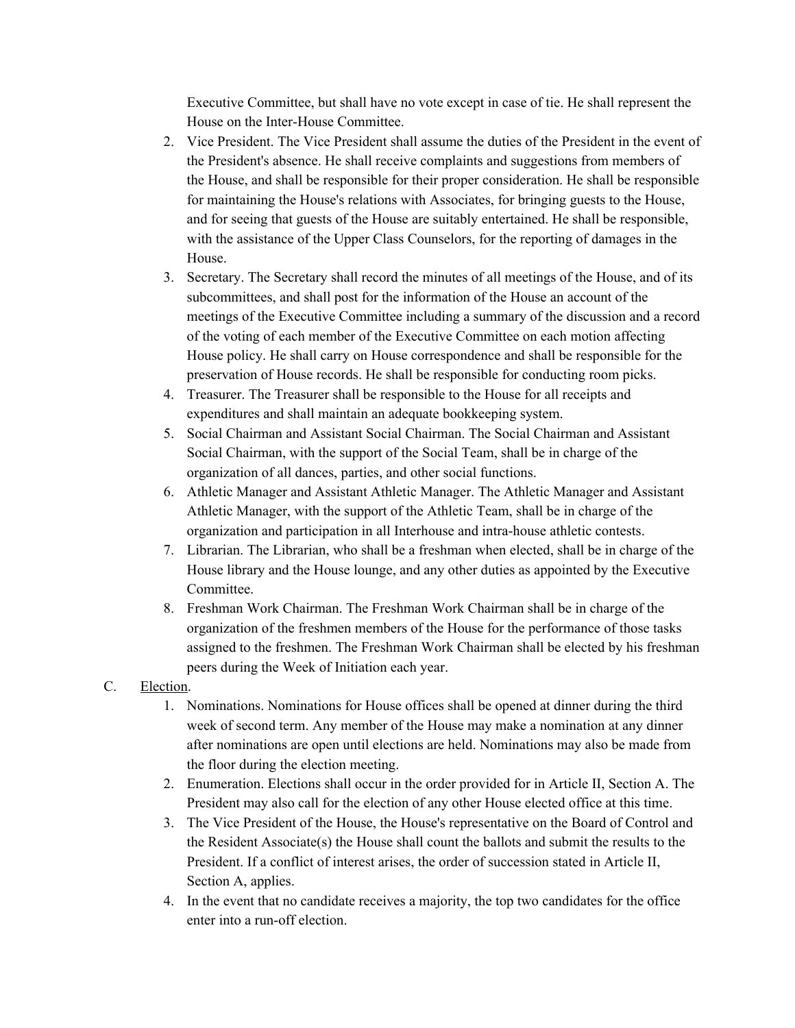Executive Committee, but shall have no vote except in case of tie. He shall represent the House on the Inter-House Committee.

2. Vice President. The Vice President shall assume the duties of the President in the event of the President's absence. He shall receive complaints and suggestions from members of the House, and shall be responsible for their proper consideration. He shall be responsible for maintaining the House's relations with Associates, for bringing guests to the House, and for seeing that guests of the House are suitably entertained. He shall be responsible, with the assistance of the Upper Class Counselors, for the reporting of damages in the House.
3. Secretary. The Secretary shall record the minutes of all meetings of the House, and of its subcommittees, and shall post for the information of the House an account of the meetings of the Executive Committee including a summary of the discussion and a record of the voting of each member of the Executive Committee on each motion affecting House policy. He shall carry on House correspondence and shall be responsible for the preservation of House records. He shall be responsible for conducting room picks.
4. Treasurer. The Treasurer shall be responsible to the House for all receipts and expenditures and shall maintain an adequate bookkeeping system.
5. Social Chairman and Assistant Social Chairman. The Social Chairman and Assistant Social Chairman, with the support of the Social Team, shall be in charge of the organization of all dances, parties, and other social functions.
6. Athletic Manager and Assistant Athletic Manager. The Athletic Manager and Assistant Athletic Manager, with the support of the Athletic Team, shall be in charge of the organization and participation in all Interhouse and intra-house athletic contests.
7. Librarian. The Librarian, who shall be a freshman when elected, shall be in charge of the House library and the House lounge, and any other duties as appointed by the Executive Committee.
8. Freshman Work Chairman. The Freshman Work Chairman shall be in charge of the organization of the freshmen members of the House for the performance of those tasks assigned to the freshmen. The Freshman Work Chairman shall be elected by his freshman peers during the Week of Initiation each year.

C. <u>Election</u>.

1. Nominations. Nominations for House offices shall be opened at dinner during the third week of second term. Any member of the House may make a nomination at any dinner after nominations are open until elections are held. Nominations may also be made from the floor during the election meeting.
2. Enumeration. Elections shall occur in the order provided for in Article II, Section A. The President may also call for the election of any other House elected office at this time.
3. The Vice President of the House, the House's representative on the Board of Control and the Resident Associate(s) the House shall count the ballots and submit the results to the President. If a conflict of interest arises, the order of succession stated in Article II, Section A, applies.
4. In the event that no candidate receives a majority, the top two candidates for the office enter into a run-off election.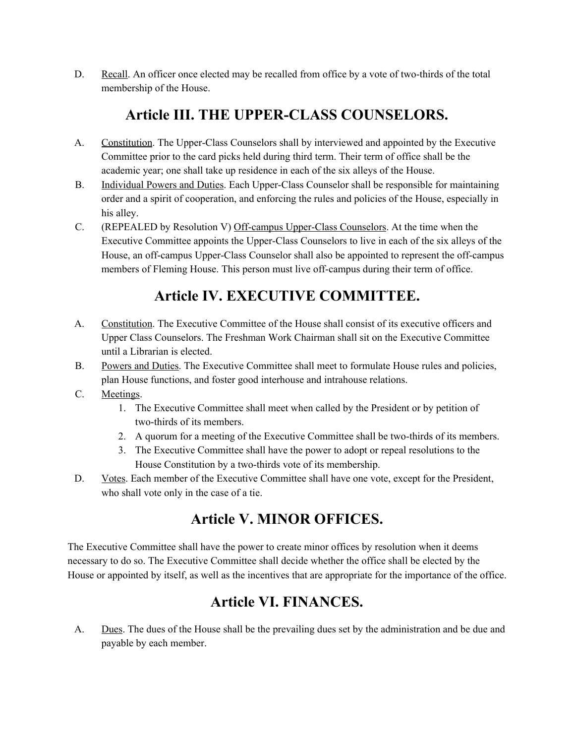D. Recall. An officer once elected may be recalled from office by a vote of two-thirds of the total membership of the House.

## Article III. THE UPPER-CLASS COUNSELORS.

A. Constitution. The Upper-Class Counselors shall by interviewed and appointed by the Executive Committee prior to the card picks held during third term. Their term of office shall be the academic year; one shall take up residence in each of the six alleys of the House.

B. Individual Powers and Duties. Each Upper-Class Counselor shall be responsible for maintaining order and a spirit of cooperation, and enforcing the rules and policies of the House, especially in his alley.

C. (REPEALED by Resolution V) Off-campus Upper-Class Counselors. At the time when the Executive Committee appoints the Upper-Class Counselors to live in each of the six alleys of the House, an off-campus Upper-Class Counselor shall also be appointed to represent the off-campus members of Fleming House. This person must live off-campus during their term of office.

## Article IV. EXECUTIVE COMMITTEE.

A. Constitution. The Executive Committee of the House shall consist of its executive officers and Upper Class Counselors. The Freshman Work Chairman shall sit on the Executive Committee until a Librarian is elected.

B. Powers and Duties. The Executive Committee shall meet to formulate House rules and policies, plan House functions, and foster good interhouse and intrahouse relations.

C. Meetings.
   1. The Executive Committee shall meet when called by the President or by petition of two-thirds of its members.
   2. A quorum for a meeting of the Executive Committee shall be two-thirds of its members.
   3. The Executive Committee shall have the power to adopt or repeal resolutions to the House Constitution by a two-thirds vote of its membership.

D. Votes. Each member of the Executive Committee shall have one vote, except for the President, who shall vote only in the case of a tie.

## Article V. MINOR OFFICES.

The Executive Committee shall have the power to create minor offices by resolution when it deems necessary to do so. The Executive Committee shall decide whether the office shall be elected by the House or appointed by itself, as well as the incentives that are appropriate for the importance of the office.

## Article VI. FINANCES.

A. Dues. The dues of the House shall be the prevailing dues set by the administration and be due and payable by each member.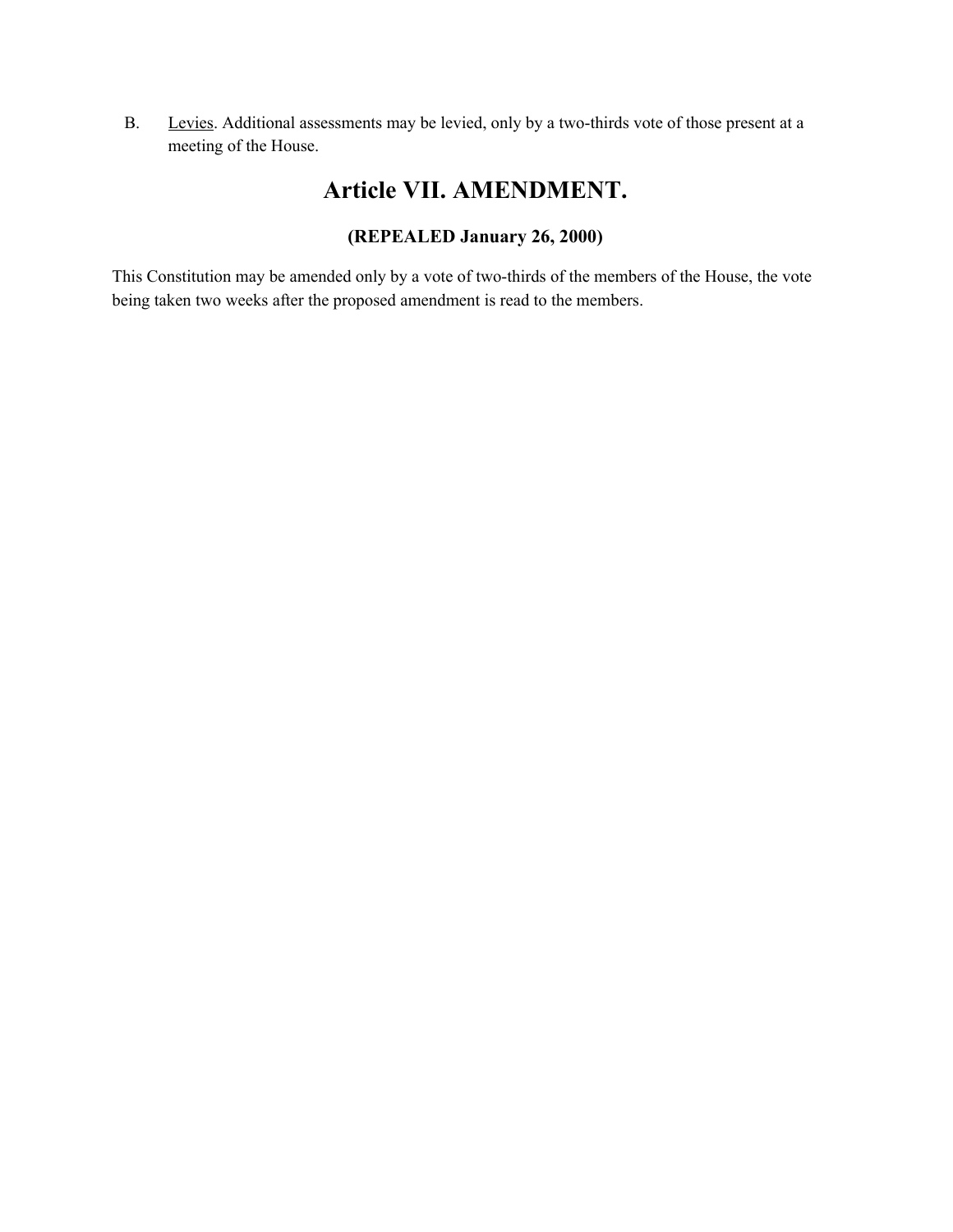B. <u>Levies</u>. Additional assessments may be levied, only by a two-thirds vote of those present at a meeting of the House.

# Article VII. AMENDMENT.

### (REPEALED January 26, 2000)

This Constitution may be amended only by a vote of two-thirds of the members of the House, the vote being taken two weeks after the proposed amendment is read to the members.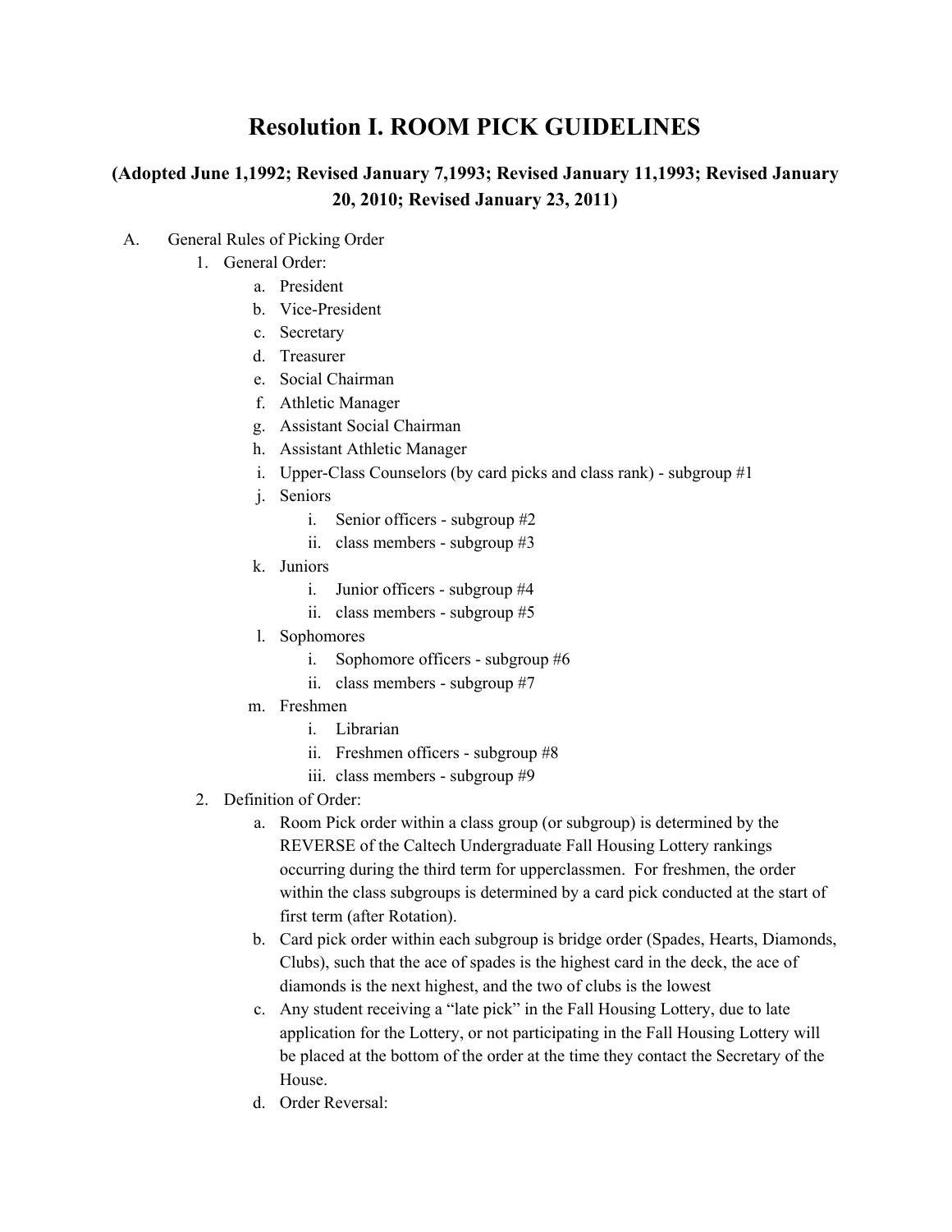# Resolution I. ROOM PICK GUIDELINES

## (Adopted June 1,1992; Revised January 7,1993; Revised January 11,1993; Revised January 20, 2010; Revised January 23, 2011)

A. General Rules of Picking Order

1. General Order:
    a. President
    b. Vice-President
    c. Secretary
    d. Treasurer
    e. Social Chairman
    f. Athletic Manager
    g. Assistant Social Chairman
    h. Assistant Athletic Manager
    i. Upper-Class Counselors (by card picks and class rank) - subgroup #1
    j. Seniors
        i. Senior officers - subgroup #2
        ii. class members - subgroup #3
    k. Juniors
        i. Junior officers - subgroup #4
        ii. class members - subgroup #5
    l. Sophomores
        i. Sophomore officers - subgroup #6
        ii. class members - subgroup #7
    m. Freshmen
        i. Librarian
        ii. Freshmen officers - subgroup #8
        iii. class members - subgroup #9
2. Definition of Order:
    a. Room Pick order within a class group (or subgroup) is determined by the REVERSE of the Caltech Undergraduate Fall Housing Lottery rankings occurring during the third term for upperclassmen. For freshmen, the order within the class subgroups is determined by a card pick conducted at the start of first term (after Rotation).
    b. Card pick order within each subgroup is bridge order (Spades, Hearts, Diamonds, Clubs), such that the ace of spades is the highest card in the deck, the ace of diamonds is the next highest, and the two of clubs is the lowest
    c. Any student receiving a "late pick" in the Fall Housing Lottery, due to late application for the Lottery, or not participating in the Fall Housing Lottery will be placed at the bottom of the order at the time they contact the Secretary of the House.
    d. Order Reversal: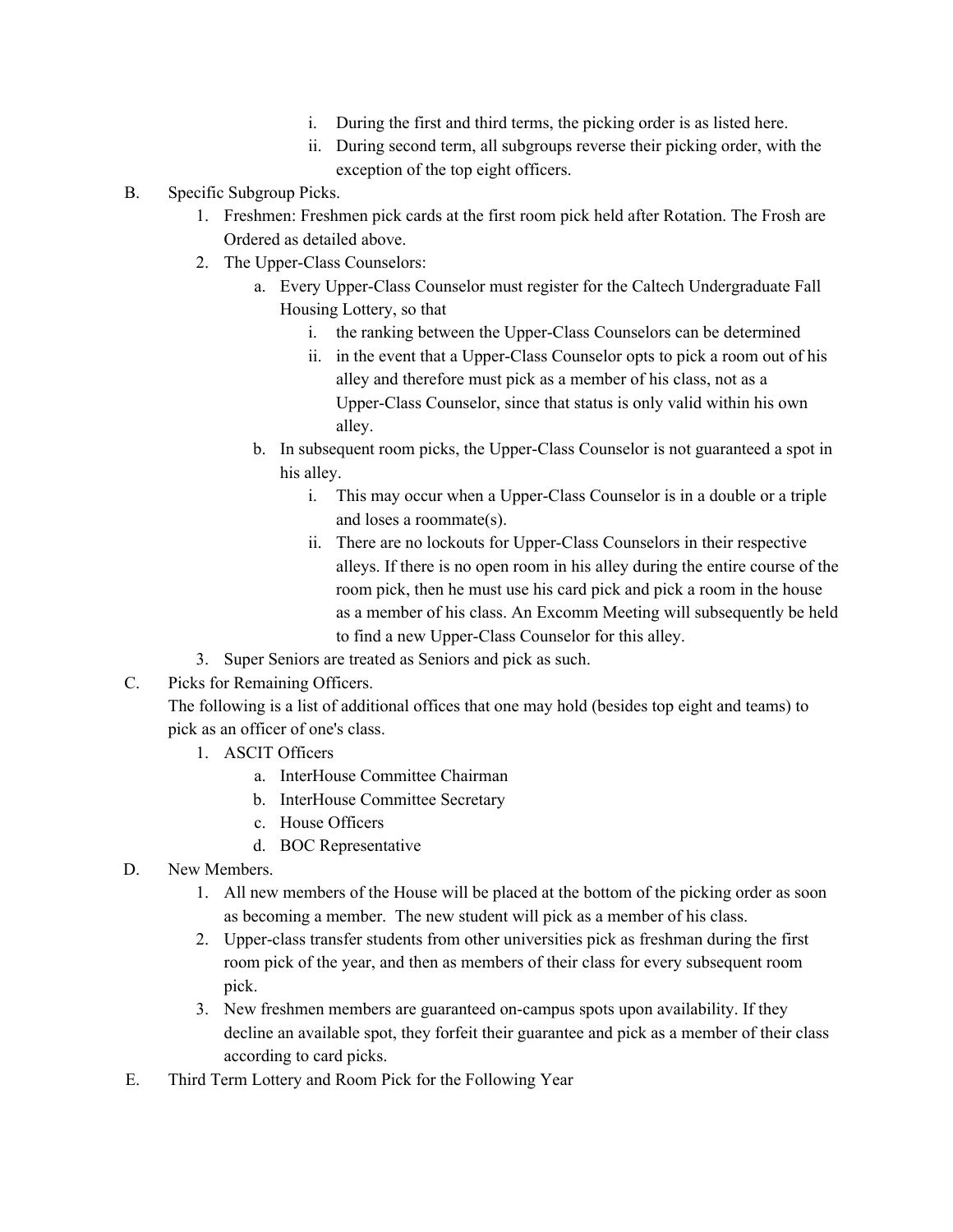i. During the first and third terms, the picking order is as listed here.
   ii. During second term, all subgroups reverse their picking order, with the exception of the top eight officers.

B. Specific Subgroup Picks.
   1. Freshmen: Freshmen pick cards at the first room pick held after Rotation. The Frosh are Ordered as detailed above.
   2. The Upper-Class Counselors:
      a. Every Upper-Class Counselor must register for the Caltech Undergraduate Fall Housing Lottery, so that
         i. the ranking between the Upper-Class Counselors can be determined
         ii. in the event that a Upper-Class Counselor opts to pick a room out of his alley and therefore must pick as a member of his class, not as a Upper-Class Counselor, since that status is only valid within his own alley.
      b. In subsequent room picks, the Upper-Class Counselor is not guaranteed a spot in his alley.
         i. This may occur when a Upper-Class Counselor is in a double or a triple and loses a roommate(s).
         ii. There are no lockouts for Upper-Class Counselors in their respective alleys. If there is no open room in his alley during the entire course of the room pick, then he must use his card pick and pick a room in the house as a member of his class. An Excomm Meeting will subsequently be held to find a new Upper-Class Counselor for this alley.
   3. Super Seniors are treated as Seniors and pick as such.

C. Picks for Remaining Officers.
   The following is a list of additional offices that one may hold (besides top eight and teams) to pick as an officer of one's class.
   1. ASCIT Officers
      a. InterHouse Committee Chairman
      b. InterHouse Committee Secretary
      c. House Officers
      d. BOC Representative

D. New Members.
   1. All new members of the House will be placed at the bottom of the picking order as soon as becoming a member. The new student will pick as a member of his class.
   2. Upper-class transfer students from other universities pick as freshman during the first room pick of the year, and then as members of their class for every subsequent room pick.
   3. New freshmen members are guaranteed on-campus spots upon availability. If they decline an available spot, they forfeit their guarantee and pick as a member of their class according to card picks.

E. Third Term Lottery and Room Pick for the Following Year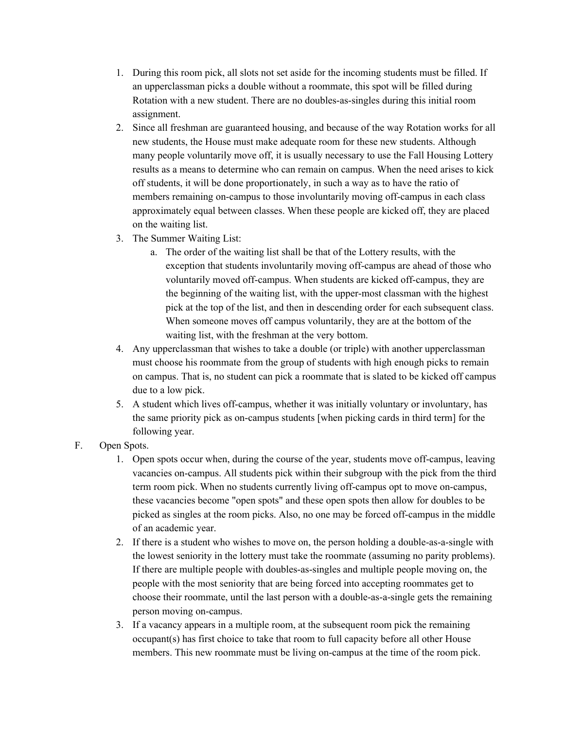1. During this room pick, all slots not set aside for the incoming students must be filled. If an upperclassman picks a double without a roommate, this spot will be filled during Rotation with a new student. There are no doubles-as-singles during this initial room assignment.
2. Since all freshman are guaranteed housing, and because of the way Rotation works for all new students, the House must make adequate room for these new students. Although many people voluntarily move off, it is usually necessary to use the Fall Housing Lottery results as a means to determine who can remain on campus. When the need arises to kick off students, it will be done proportionately, in such a way as to have the ratio of members remaining on-campus to those involuntarily moving off-campus in each class approximately equal between classes. When these people are kicked off, they are placed on the waiting list.
3. The Summer Waiting List:
    a. The order of the waiting list shall be that of the Lottery results, with the exception that students involuntarily moving off-campus are ahead of those who voluntarily moved off-campus. When students are kicked off-campus, they are the beginning of the waiting list, with the upper-most classman with the highest pick at the top of the list, and then in descending order for each subsequent class. When someone moves off campus voluntarily, they are at the bottom of the waiting list, with the freshman at the very bottom.
4. Any upperclassman that wishes to take a double (or triple) with another upperclassman must choose his roommate from the group of students with high enough picks to remain on campus. That is, no student can pick a roommate that is slated to be kicked off campus due to a low pick.
5. A student which lives off-campus, whether it was initially voluntary or involuntary, has the same priority pick as on-campus students [when picking cards in third term] for the following year.

F. Open Spots.

1. Open spots occur when, during the course of the year, students move off-campus, leaving vacancies on-campus. All students pick within their subgroup with the pick from the third term room pick. When no students currently living off-campus opt to move on-campus, these vacancies become "open spots" and these open spots then allow for doubles to be picked as singles at the room picks. Also, no one may be forced off-campus in the middle of an academic year.
2. If there is a student who wishes to move on, the person holding a double-as-a-single with the lowest seniority in the lottery must take the roommate (assuming no parity problems). If there are multiple people with doubles-as-singles and multiple people moving on, the people with the most seniority that are being forced into accepting roommates get to choose their roommate, until the last person with a double-as-a-single gets the remaining person moving on-campus.
3. If a vacancy appears in a multiple room, at the subsequent room pick the remaining occupant(s) has first choice to take that room to full capacity before all other House members. This new roommate must be living on-campus at the time of the room pick.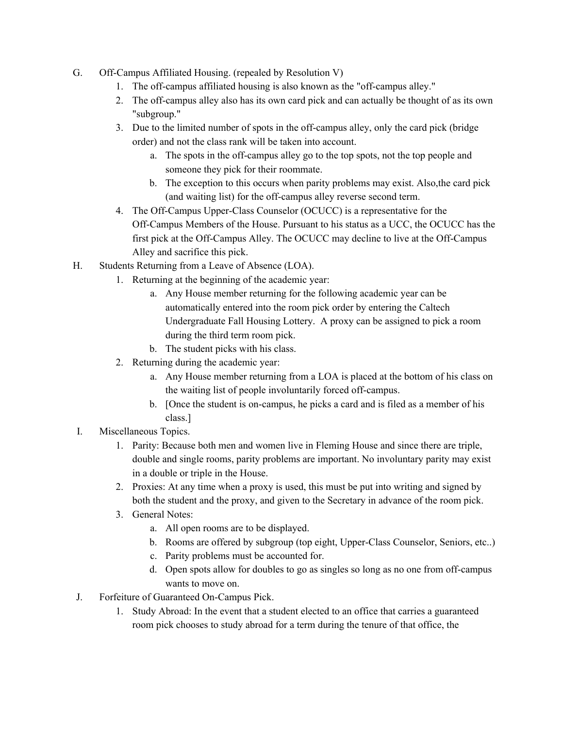G. Off-Campus Affiliated Housing. (repealed by Resolution V)

1. The off-campus affiliated housing is also known as the "off-campus alley."
2. The off-campus alley also has its own card pick and can actually be thought of as its own "subgroup."
3. Due to the limited number of spots in the off-campus alley, only the card pick (bridge order) and not the class rank will be taken into account.
   a. The spots in the off-campus alley go to the top spots, not the top people and someone they pick for their roommate.
   b. The exception to this occurs when parity problems may exist. Also,the card pick (and waiting list) for the off-campus alley reverse second term.
4. The Off-Campus Upper-Class Counselor (OCUCC) is a representative for the Off-Campus Members of the House. Pursuant to his status as a UCC, the OCUCC has the first pick at the Off-Campus Alley. The OCUCC may decline to live at the Off-Campus Alley and sacrifice this pick.

H. Students Returning from a Leave of Absence (LOA).

1. Returning at the beginning of the academic year:
   a. Any House member returning for the following academic year can be automatically entered into the room pick order by entering the Caltech Undergraduate Fall Housing Lottery. A proxy can be assigned to pick a room during the third term room pick.
   b. The student picks with his class.
2. Returning during the academic year:
   a. Any House member returning from a LOA is placed at the bottom of his class on the waiting list of people involuntarily forced off-campus.
   b. [Once the student is on-campus, he picks a card and is filed as a member of his class.]

I. Miscellaneous Topics.

1. Parity: Because both men and women live in Fleming House and since there are triple, double and single rooms, parity problems are important. No involuntary parity may exist in a double or triple in the House.
2. Proxies: At any time when a proxy is used, this must be put into writing and signed by both the student and the proxy, and given to the Secretary in advance of the room pick.
3. General Notes:
   a. All open rooms are to be displayed.
   b. Rooms are offered by subgroup (top eight, Upper-Class Counselor, Seniors, etc..)
   c. Parity problems must be accounted for.
   d. Open spots allow for doubles to go as singles so long as no one from off-campus wants to move on.

J. Forfeiture of Guaranteed On-Campus Pick.

1. Study Abroad: In the event that a student elected to an office that carries a guaranteed room pick chooses to study abroad for a term during the tenure of that office, the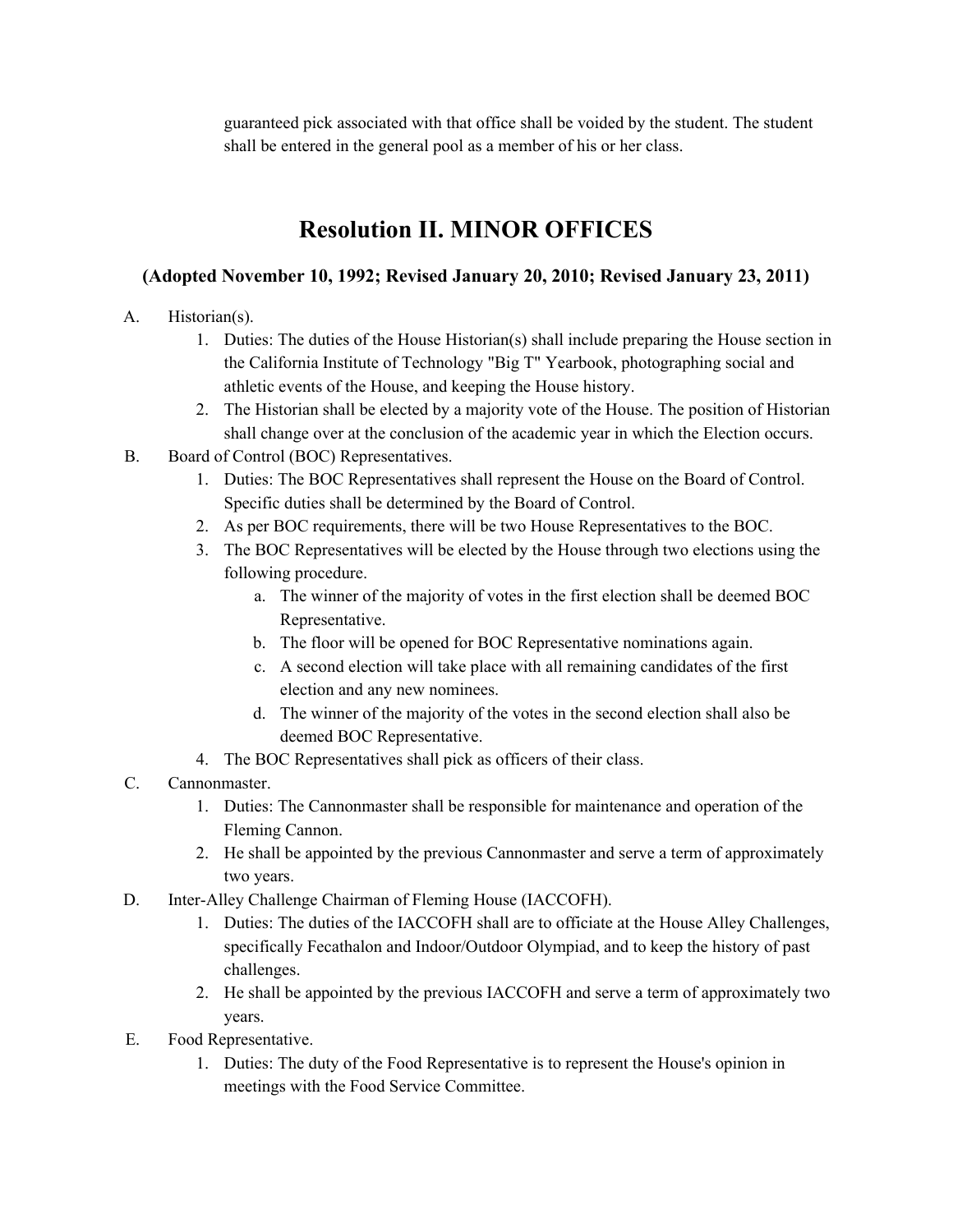guaranteed pick associated with that office shall be voided by the student. The student shall be entered in the general pool as a member of his or her class.

# Resolution II. MINOR OFFICES

### (Adopted November 10, 1992; Revised January 20, 2010; Revised January 23, 2011)

A. Historian(s).
   1. Duties: The duties of the House Historian(s) shall include preparing the House section in the California Institute of Technology "Big T" Yearbook, photographing social and athletic events of the House, and keeping the House history.
   2. The Historian shall be elected by a majority vote of the House. The position of Historian shall change over at the conclusion of the academic year in which the Election occurs.

B. Board of Control (BOC) Representatives.
   1. Duties: The BOC Representatives shall represent the House on the Board of Control. Specific duties shall be determined by the Board of Control.
   2. As per BOC requirements, there will be two House Representatives to the BOC.
   3. The BOC Representatives will be elected by the House through two elections using the following procedure.
      a. The winner of the majority of votes in the first election shall be deemed BOC Representative.
      b. The floor will be opened for BOC Representative nominations again.
      c. A second election will take place with all remaining candidates of the first election and any new nominees.
      d. The winner of the majority of the votes in the second election shall also be deemed BOC Representative.
   4. The BOC Representatives shall pick as officers of their class.

C. Cannonmaster.
   1. Duties: The Cannonmaster shall be responsible for maintenance and operation of the Fleming Cannon.
   2. He shall be appointed by the previous Cannonmaster and serve a term of approximately two years.

D. Inter-Alley Challenge Chairman of Fleming House (IACCOFH).
   1. Duties: The duties of the IACCOFH shall are to officiate at the House Alley Challenges, specifically Fecathalon and Indoor/Outdoor Olympiad, and to keep the history of past challenges.
   2. He shall be appointed by the previous IACCOFH and serve a term of approximately two years.

E. Food Representative.
   1. Duties: The duty of the Food Representative is to represent the House's opinion in meetings with the Food Service Committee.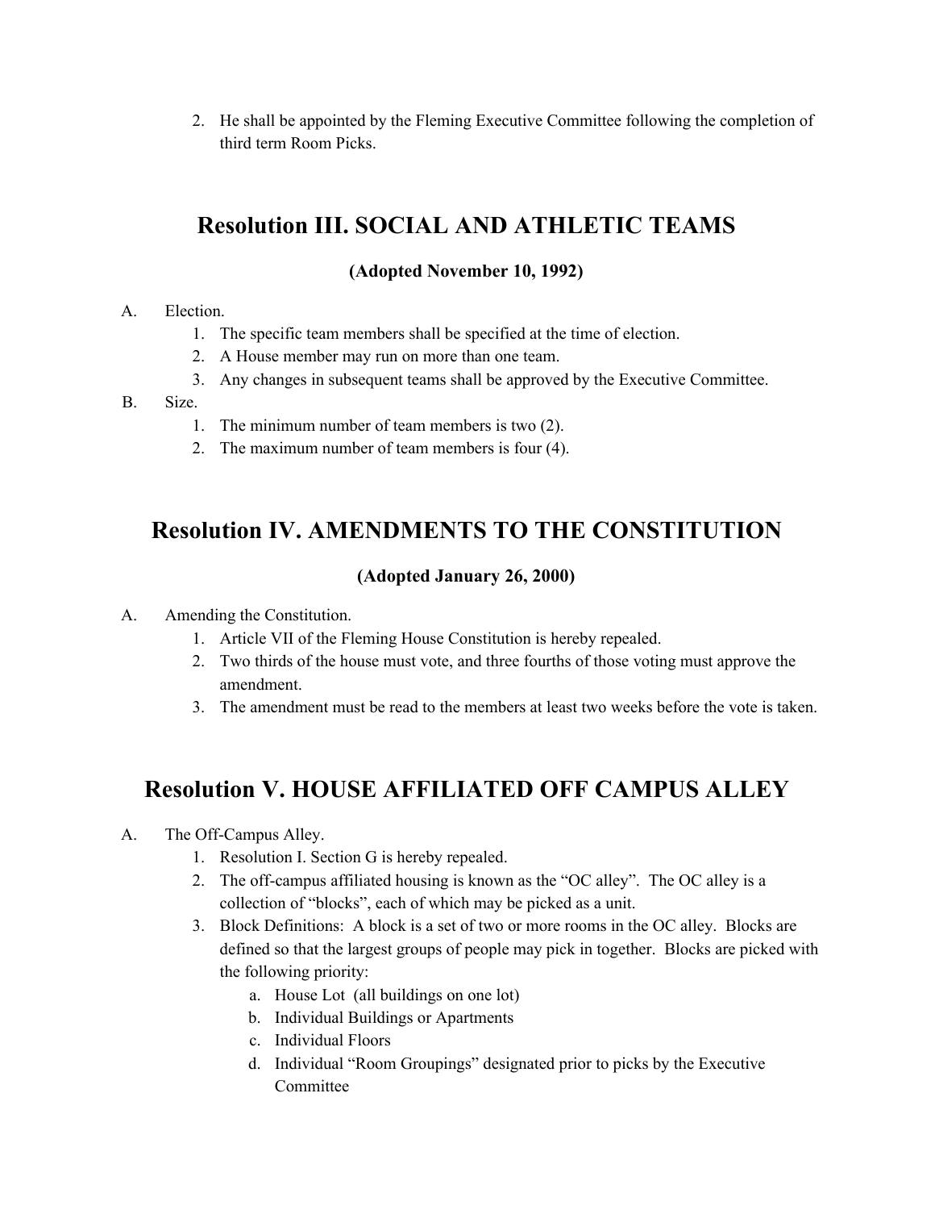2. He shall be appointed by the Fleming Executive Committee following the completion of third term Room Picks.

## Resolution III. SOCIAL AND ATHLETIC TEAMS

**(Adopted November 10, 1992)**

A. Election.
   1. The specific team members shall be specified at the time of election.
   2. A House member may run on more than one team.
   3. Any changes in subsequent teams shall be approved by the Executive Committee.

B. Size.
   1. The minimum number of team members is two (2).
   2. The maximum number of team members is four (4).

## Resolution IV. AMENDMENTS TO THE CONSTITUTION

**(Adopted January 26, 2000)**

A. Amending the Constitution.
   1. Article VII of the Fleming House Constitution is hereby repealed.
   2. Two thirds of the house must vote, and three fourths of those voting must approve the amendment.
   3. The amendment must be read to the members at least two weeks before the vote is taken.

## Resolution V. HOUSE AFFILIATED OFF CAMPUS ALLEY

A. The Off-Campus Alley.
   1. Resolution I. Section G is hereby repealed.
   2. The off-campus affiliated housing is known as the "OC alley". The OC alley is a collection of "blocks", each of which may be picked as a unit.
   3. Block Definitions: A block is a set of two or more rooms in the OC alley. Blocks are defined so that the largest groups of people may pick in together. Blocks are picked with the following priority:
      a. House Lot (all buildings on one lot)
      b. Individual Buildings or Apartments
      c. Individual Floors
      d. Individual "Room Groupings" designated prior to picks by the Executive Committee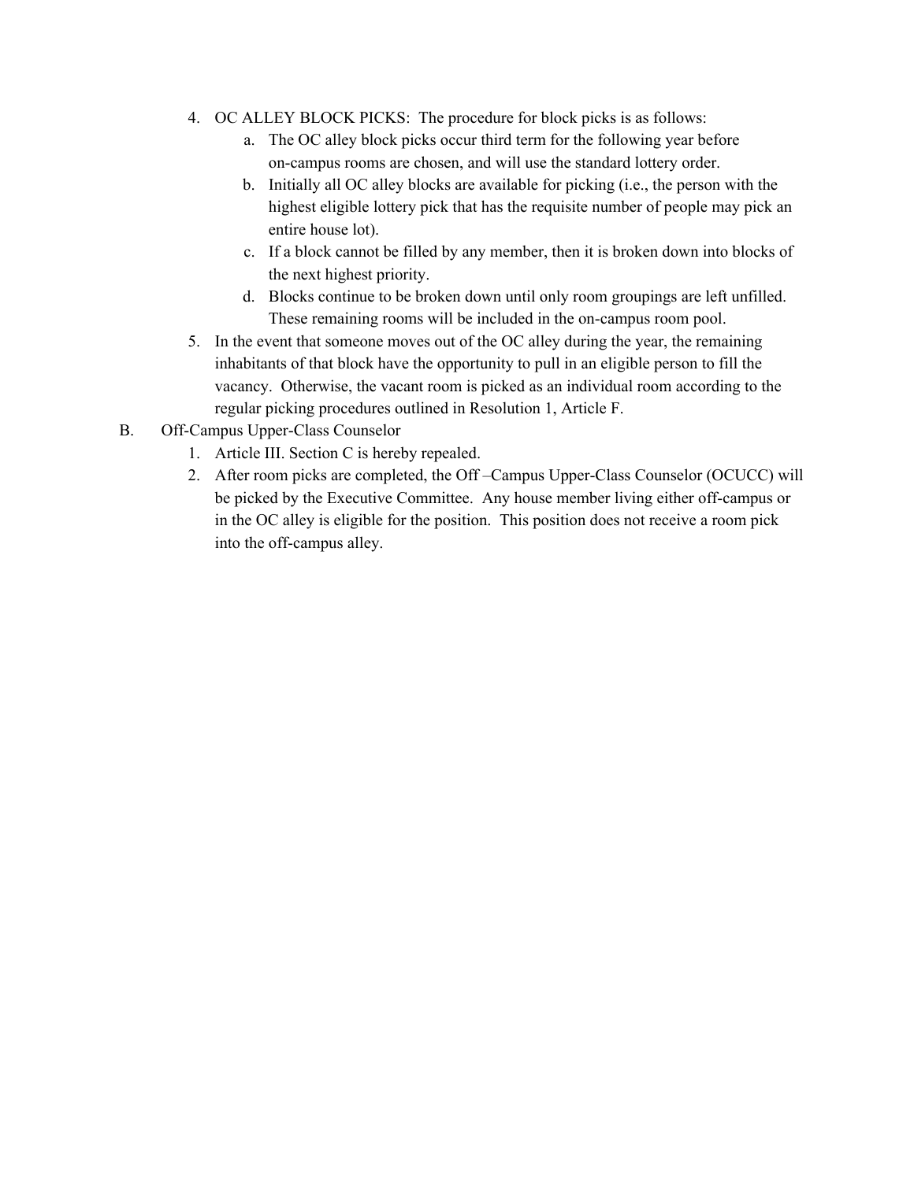4. OC ALLEY BLOCK PICKS: The procedure for block picks is as follows:
    a. The OC alley block picks occur third term for the following year before on-campus rooms are chosen, and will use the standard lottery order.
    b. Initially all OC alley blocks are available for picking (i.e., the person with the highest eligible lottery pick that has the requisite number of people may pick an entire house lot).
    c. If a block cannot be filled by any member, then it is broken down into blocks of the next highest priority.
    d. Blocks continue to be broken down until only room groupings are left unfilled. These remaining rooms will be included in the on-campus room pool.
5. In the event that someone moves out of the OC alley during the year, the remaining inhabitants of that block have the opportunity to pull in an eligible person to fill the vacancy. Otherwise, the vacant room is picked as an individual room according to the regular picking procedures outlined in Resolution 1, Article F.

B. Off-Campus Upper-Class Counselor
1. Article III. Section C is hereby repealed.
2. After room picks are completed, the Off –Campus Upper-Class Counselor (OCUCC) will be picked by the Executive Committee. Any house member living either off-campus or in the OC alley is eligible for the position. This position does not receive a room pick into the off-campus alley.